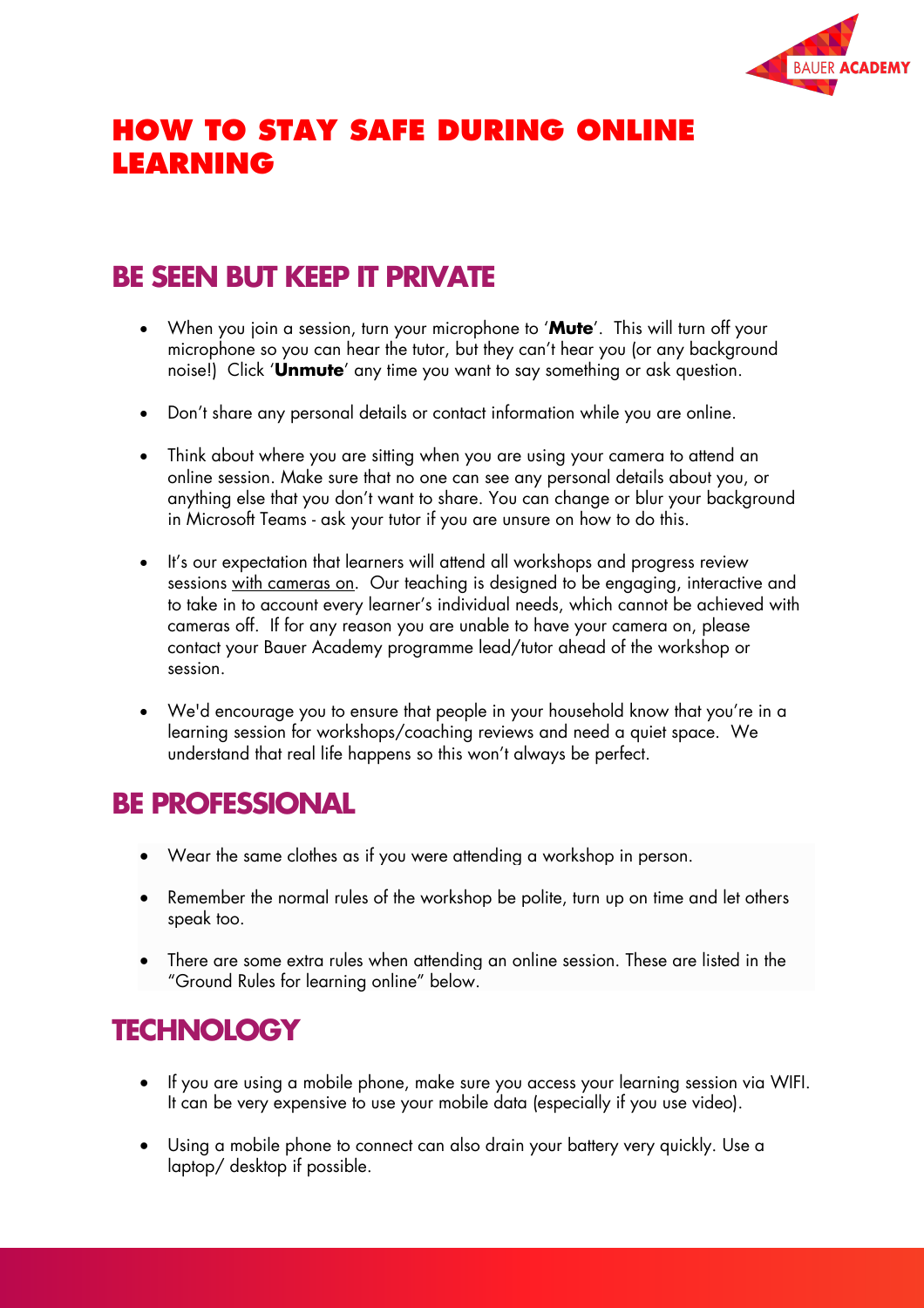# HOW TO STAY SAFE DURING ONLINE LEARNING

## BE SEEN BUT KEEP IT PRIVATE

- When you join a session, turn your microphone to '**Mute**'. This will turn off your microphone so you can hear the tutor, but they can't hear you (or any background noise!) Click '**Unmute**' any time you want to say something or ask question.
- Don't share any personal details or contact information while you are online.
- Think about where you are sitting when you are using your camera to attend an online session. Make sure that no one can see any personal details about you, or anything else that you don't want to share. You can change or blur your background in Microsoft Teams - ask your tutor if you are unsure on how to do this.
- It's our expectation that learners will attend all workshops and progress review sessions <u>with cameras on</u>. Our teaching is designed to be engaging, interactive and to take in to account every learner's individual needs, which cannot be achieved with cameras off. If for any reason you are unable to have your camera on, please contact your Bauer Academy programme lead/tutor ahead of the workshop or session.
- We'd encourage you to ensure that people in your household know that you're in a learning session for workshops/coaching reviews and need a quiet space. We understand that real life happens so this won't always be perfect.

## BE PROFESSIONAL

- Wear the same clothes as if you were attending a workshop in person.
- Remember the normal rules of the workshop be polite, turn up on time and let others speak too.
- There are some extra rules when attending an online session. These are listed in the "Ground Rules for learning online" below.

## TECHNOLOGY

- If you are using a mobile phone, make sure you access your learning session via WIFI. It can be very expensive to use your mobile data (especially if you use video).
- Using a mobile phone to connect can also drain your battery very quickly. Use a laptop/ desktop if possible.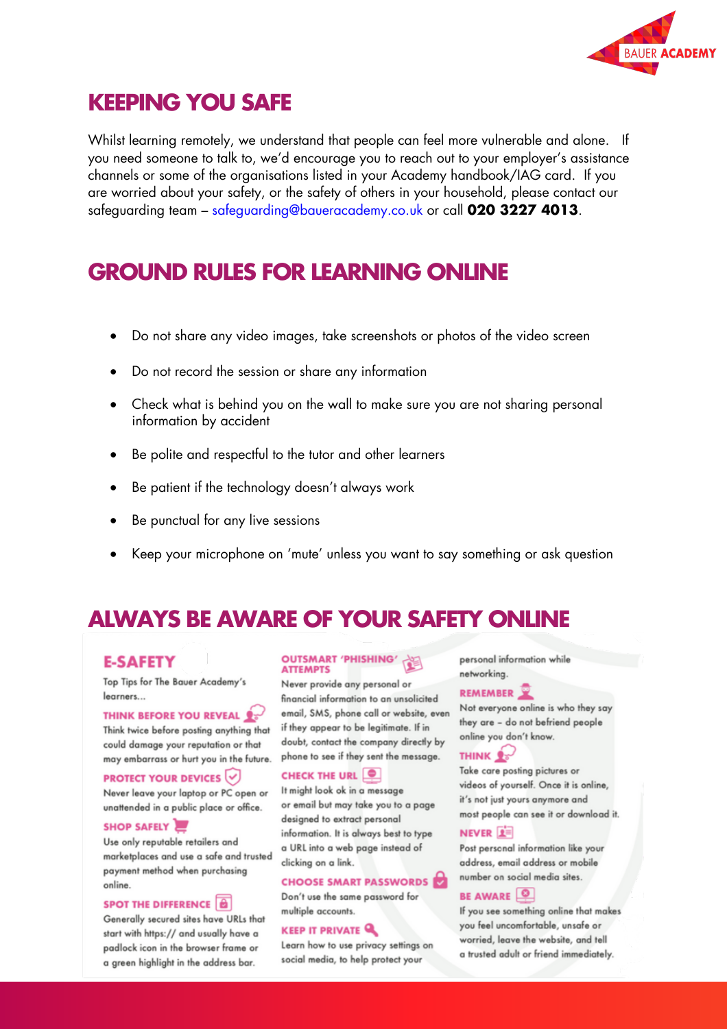## KEEPING YOU SAFE

Whilst learning remotely, we understand that people can feel more vulnerable and alone. If you need someone to talk to, we'd encourage you to reach out to your employer's assistance channels or some of the organisations listed in your Academy handbook/IAG card. If you are worried about your safety, or the safety of others in your household, please contact our safeguarding team – safeguarding@baueracademy.co.uk or call **020 3227 4013**.

## GROUND RULES FOR LEARNING ONLINE

- Do not share any video images, take screenshots or photos of the video screen
- Do not record the session or share any information
- Check what is behind you on the wall to make sure you are not sharing personal information by accident
- Be polite and respectful to the tutor and other learners
- Be patient if the technology doesn't always work
- Be punctual for any live sessions
- Keep your microphone on 'mute' unless you want to say something or ask question

## ALWAYS BE AWARE OF YOUR SAFETY ONLINE

### E-SAFETY

Top Tips for The Bauer Academy's learners...

**THINK BEFORE YOU REVEAL**
Think twice before posting anything that could damage your reputation or that may embarrass or hurt you in the future.

**PROTECT YOUR DEVICES**
Never leave your laptop or PC open or unattended in a public place or office.

**SHOP SAFELY**
Use only reputable retailers and marketplaces and use a safe and trusted payment method when purchasing online.

**SPOT THE DIFFERENCE**
Generally secured sites have URLs that start with https:// and usually have a padlock icon in the browser frame or a green highlight in the address bar.

**OUTSMART 'PHISHING' ATTEMPTS**
Never provide any personal or financial information to an unsolicited email, SMS, phone call or website, even if they appear to be legitimate. If in doubt, contact the company directly by phone to see if they sent the message.

**CHECK THE URL**
It might look ok in a message or email but may take you to a page designed to extract personal information. It is always best to type a URL into a web page instead of clicking on a link.

**CHOOSE SMART PASSWORDS**
Don't use the same password for multiple accounts.

**KEEP IT PRIVATE**
Learn how to use privacy settings on social media, to help protect your personal information while networking.

**REMEMBER**
Not everyone online is who they say they are – do not befriend people online you don't know.

**THINK**
Take care posting pictures or videos of yourself. Once it is online, it's not just yours anymore and most people can see it or download it.

**NEVER**
Post personal information like your address, email address or mobile number on social media sites.

**BE AWARE**
If you see something online that makes you feel uncomfortable, unsafe or worried, leave the website, and tell a trusted adult or friend immediately.